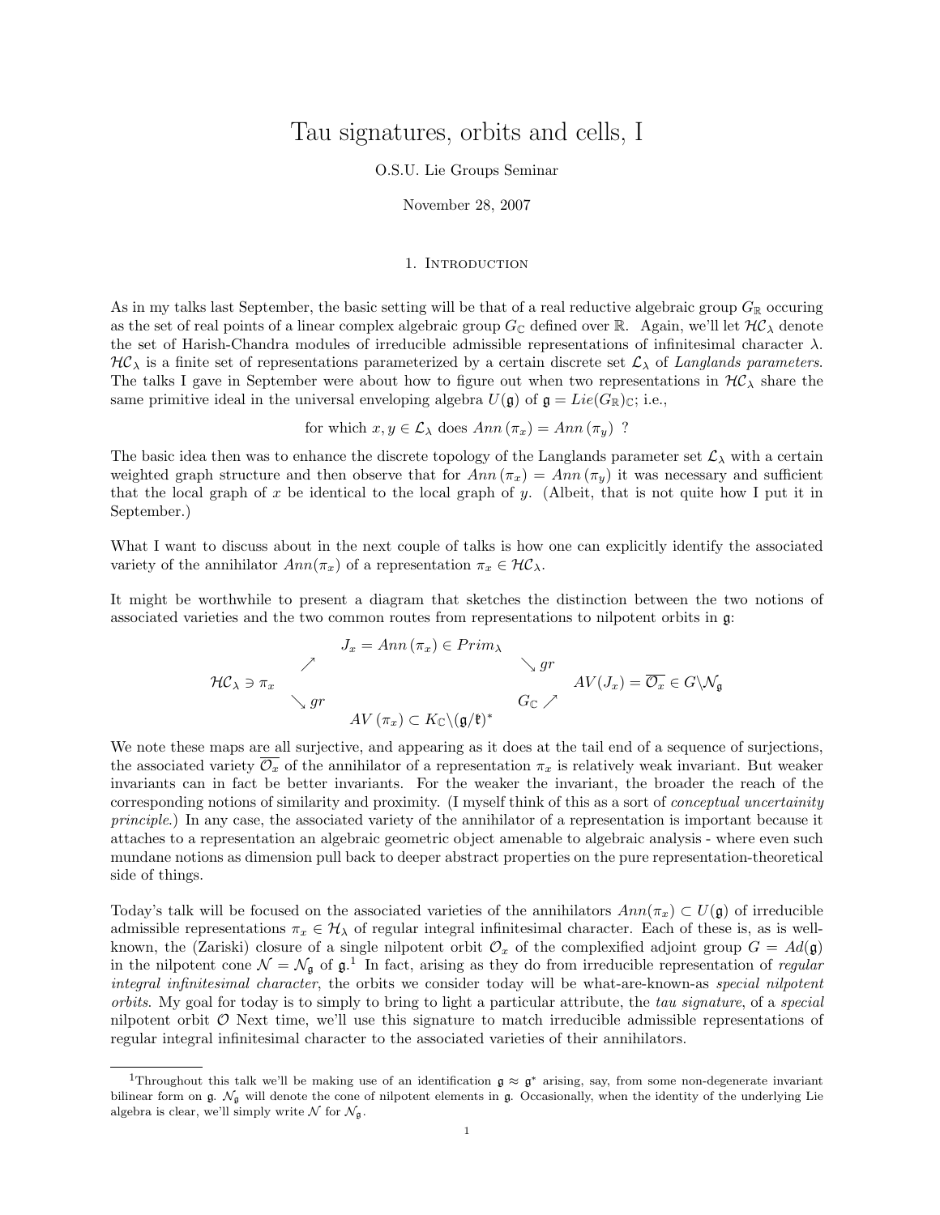# Tau signatures, orbits and cells, I

O.S.U. Lie Groups Seminar

November 28, 2007

## 1. Introduction

As in my talks last September, the basic setting will be that of a real reductive algebraic group $G_{\mathbb{R}}$ occuring as the set of real points of a linear complex algebraic group $G_{\mathbb{C}}$ defined over $\mathbb{R}$. Again, we'll let $\mathcal{HC}_\lambda$ denote the set of Harish-Chandra modules of irreducible admissible representations of infinitesimal character $\lambda$. $\mathcal{HC}_\lambda$ is a finite set of representations parameterized by a certain discrete set $\mathcal{L}_\lambda$ of *Langlands parameters*. The talks I gave in September were about how to figure out when two representations in $\mathcal{HC}_\lambda$ share the same primitive ideal in the universal enveloping algebra $U(\mathfrak{g})$ of $\mathfrak{g} = Lie(G_{\mathbb{R}})_{\mathbb{C}}$; i.e.,

$$\text{for which } x, y \in \mathcal{L}_\lambda \text{ does } Ann(\pi_x) = Ann(\pi_y) \text{ ?}$$

The basic idea then was to enhance the discrete topology of the Langlands parameter set $\mathcal{L}_\lambda$ with a certain weighted graph structure and then observe that for $Ann(\pi_x) = Ann(\pi_y)$ it was necessary and sufficient that the local graph of $x$ be identical to the local graph of $y$. (Albeit, that is not quite how I put it in September.)

What I want to discuss about in the next couple of talks is how one can explicitly identify the associated variety of the annihilator $Ann(\pi_x)$ of a representation $\pi_x \in \mathcal{HC}_\lambda$.

It might be worthwhile to present a diagram that sketches the distinction between the two notions of associated varieties and the two common routes from representations to nilpotent orbits in $\mathfrak{g}$:

$$\begin{array}{ccccc} & \nearrow & J_x = Ann(\pi_x) \in Prim_\lambda & \searrow gr & \\ \mathcal{HC}_\lambda \ni \pi_x & & & & AV(J_x) = \overline{\mathcal{O}_x} \in G\backslash\mathcal{N}_{\mathfrak{g}} \\ & \searrow gr & AV(\pi_x) \subset K_{\mathbb{C}}\backslash(\mathfrak{g}/\mathfrak{k})^* & G_{\mathbb{C}} \nearrow & \end{array}$$

We note these maps are all surjective, and appearing as it does at the tail end of a sequence of surjections, the associated variety $\overline{\mathcal{O}_x}$ of the annihilator of a representation $\pi_x$ is relatively weak invariant. But weaker invariants can in fact be better invariants. For the weaker the invariant, the broader the reach of the corresponding notions of similarity and proximity. (I myself think of this as a sort of *conceptual uncertainity principle*.) In any case, the associated variety of the annihilator of a representation is important because it attaches to a representation an algebraic geometric object amenable to algebraic analysis - where even such mundane notions as dimension pull back to deeper abstract properties on the pure representation-theoretical side of things.

Today's talk will be focused on the associated varieties of the annihilators $Ann(\pi_x) \subset U(\mathfrak{g})$ of irreducible admissible representations $\pi_x \in \mathcal{H}_\lambda$ of regular integral infinitesimal character. Each of these is, as is well-known, the (Zariski) closure of a single nilpotent orbit $\mathcal{O}_x$ of the complexified adjoint group $G = Ad(\mathfrak{g})$ in the nilpotent cone $\mathcal{N} = \mathcal{N}_{\mathfrak{g}}$ of $\mathfrak{g}$.[1] In fact, arising as they do from irreducible representation of *regular integral infinitesimal character*, the orbits we consider today will be what-are-known-as *special nilpotent orbits*. My goal for today is to simply to bring to light a particular attribute, the *tau signature*, of a *special* nilpotent orbit $\mathcal{O}$ Next time, we'll use this signature to match irreducible admissible representations of regular integral infinitesimal character to the associated varieties of their annihilators.

---

[1] Throughout this talk we'll be making use of an identification $\mathfrak{g} \approx \mathfrak{g}^*$ arising, say, from some non-degenerate invariant bilinear form on $\mathfrak{g}$. $\mathcal{N}_{\mathfrak{g}}$ will denote the cone of nilpotent elements in $\mathfrak{g}$. Occasionally, when the identity of the underlying Lie algebra is clear, we'll simply write $\mathcal{N}$ for $\mathcal{N}_{\mathfrak{g}}$.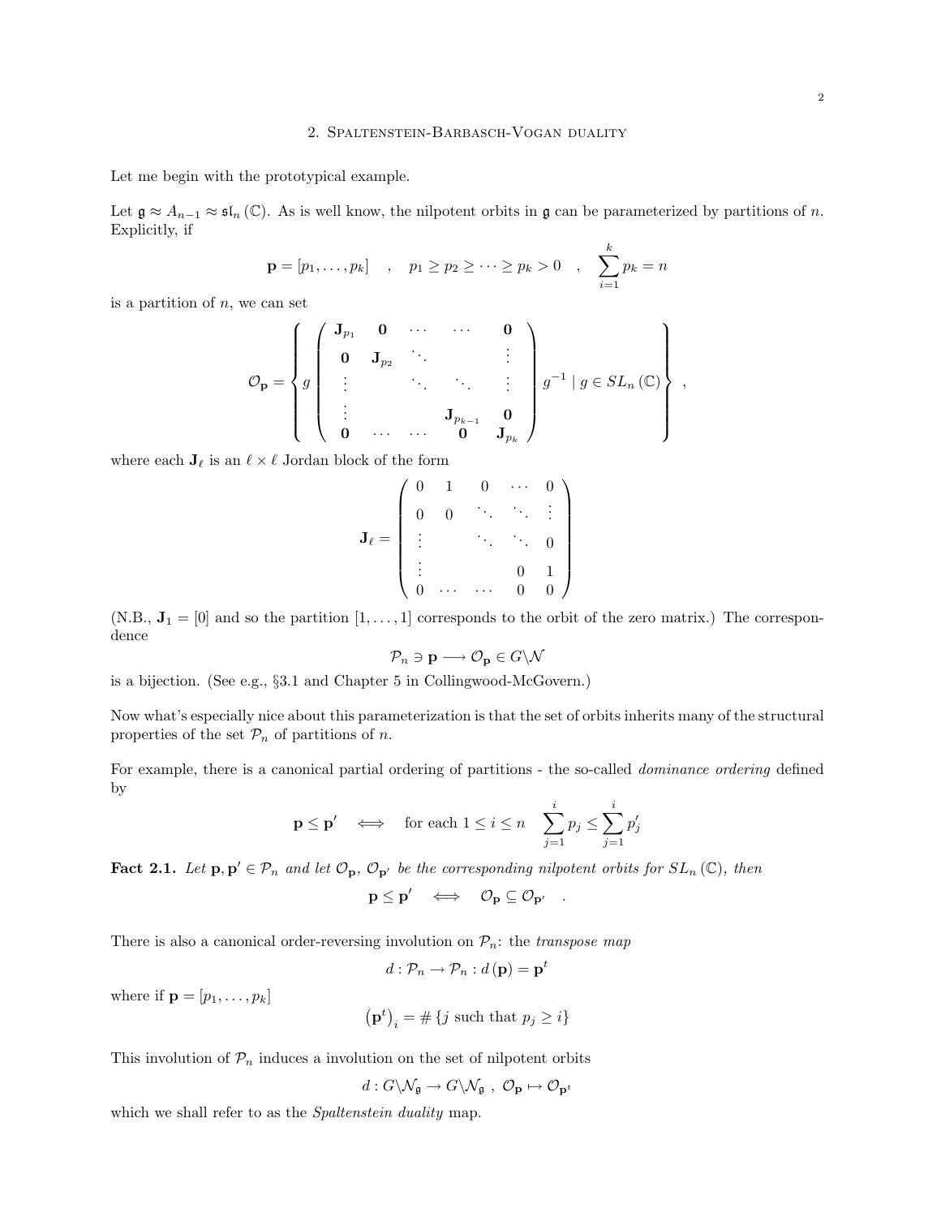## 2. Spaltenstein-Barbasch-Vogan duality

Let me begin with the prototypical example.

Let $\mathfrak{g} \approx A_{n-1} \approx \mathfrak{sl}_n(\mathbb{C})$. As is well know, the nilpotent orbits in $\mathfrak{g}$ can be parameterized by partitions of $n$. Explicitly, if

$$\mathbf{p} = [p_1, \ldots, p_k] \quad , \quad p_1 \geq p_2 \geq \cdots \geq p_k > 0 \quad , \quad \sum_{i=1}^{k} p_k = n$$

is a partition of $n$, we can set

$$\mathcal{O}_{\mathbf{p}} = \left\{ g \begin{pmatrix} \mathbf{J}_{p_1} & \mathbf{0} & \cdots & \cdots & \mathbf{0} \\ \mathbf{0} & \mathbf{J}_{p_2} & \ddots & & \vdots \\ \vdots & & \ddots & \ddots & \vdots \\ \vdots & & & \mathbf{J}_{p_{k-1}} & \mathbf{0} \\ \mathbf{0} & \cdots & \cdots & \mathbf{0} & \mathbf{J}_{p_k} \end{pmatrix} g^{-1} \mid g \in SL_n(\mathbb{C}) \right\} ,$$

where each $\mathbf{J}_\ell$ is an $\ell \times \ell$ Jordan block of the form

$$\mathbf{J}_\ell = \begin{pmatrix} 0 & 1 & 0 & \cdots & 0 \\ 0 & 0 & \ddots & \ddots & \vdots \\ \vdots & & \ddots & \ddots & 0 \\ \vdots & & & 0 & 1 \\ 0 & \cdots & \cdots & 0 & 0 \end{pmatrix}$$

(N.B., $\mathbf{J}_1 = [0]$ and so the partition $[1, \ldots, 1]$ corresponds to the orbit of the zero matrix.) The correspondence

$$\mathcal{P}_n \ni \mathbf{p} \longrightarrow \mathcal{O}_{\mathbf{p}} \in G \backslash \mathcal{N}$$

is a bijection. (See e.g., §3.1 and Chapter 5 in Collingwood-McGovern.)

Now what's especially nice about this parameterization is that the set of orbits inherits many of the structural properties of the set $\mathcal{P}_n$ of partitions of $n$.

For example, there is a canonical partial ordering of partitions - the so-called *dominance ordering* defined by

$$\mathbf{p} \leq \mathbf{p}' \quad \Longleftrightarrow \quad \text{for each } 1 \leq i \leq n \quad \sum_{j=1}^{i} p_j \leq \sum_{j=1}^{i} p'_j$$

**Fact 2.1.** *Let $\mathbf{p}, \mathbf{p}' \in \mathcal{P}_n$ and let $\mathcal{O}_{\mathbf{p}}$, $\mathcal{O}_{\mathbf{p}'}$ be the corresponding nilpotent orbits for $SL_n(\mathbb{C})$, then*

$$\mathbf{p} \leq \mathbf{p}' \quad \Longleftrightarrow \quad \mathcal{O}_{\mathbf{p}} \subseteq \mathcal{O}_{\mathbf{p}'} \quad .$$

There is also a canonical order-reversing involution on $\mathcal{P}_n$: the *transpose map*

$$d : \mathcal{P}_n \to \mathcal{P}_n : d(\mathbf{p}) = \mathbf{p}^t$$

where if $\mathbf{p} = [p_1, \ldots, p_k]$

$$\left(\mathbf{p}^t\right)_i = \# \{ j \text{ such that } p_j \geq i \}$$

This involution of $\mathcal{P}_n$ induces a involution on the set of nilpotent orbits

$$d : G \backslash \mathcal{N}_{\mathfrak{g}} \to G \backslash \mathcal{N}_{\mathfrak{g}} \ , \ \mathcal{O}_{\mathbf{p}} \mapsto \mathcal{O}_{\mathbf{p}^t}$$

which we shall refer to as the *Spaltenstein duality* map.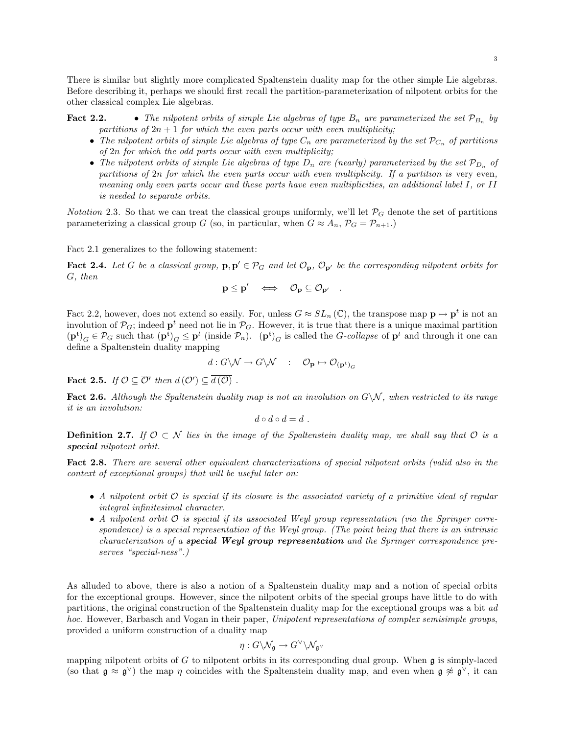There is similar but slightly more complicated Spaltenstein duality map for the other simple Lie algebras. Before describing it, perhaps we should first recall the partition-parameterization of nilpotent orbits for the other classical complex Lie algebras.

**Fact 2.2.**

- *The nilpotent orbits of simple Lie algebras of type $B_n$ are parameterized the set $\mathcal{P}_{B_n}$ by partitions of $2n+1$ for which the even parts occur with even multiplicity;*
- *The nilpotent orbits of simple Lie algebras of type $C_n$ are parameterized by the set $\mathcal{P}_{C_n}$ of partitions of $2n$ for which the odd parts occur with even multiplicity;*
- *The nilpotent orbits of simple Lie algebras of type $D_n$ are (nearly) parameterized by the set $\mathcal{P}_{D_n}$ of partitions of $2n$ for which the even parts occur with even multiplicity. If a partition is* very even, *meaning only even parts occur and these parts have even multiplicities, an additional label $I$, or $II$ is needed to separate orbits.*

*Notation* 2.3. So that we can treat the classical groups uniformly, we'll let $\mathcal{P}_G$ denote the set of partitions parameterizing a classical group $G$ (so, in particular, when $G \approx A_n$, $\mathcal{P}_G = \mathcal{P}_{n+1}$.)

Fact 2.1 generalizes to the following statement:

**Fact 2.4.** *Let $G$ be a classical group, $\mathbf{p}, \mathbf{p}' \in \mathcal{P}_G$ and let $\mathcal{O}_{\mathbf{p}}$, $\mathcal{O}_{\mathbf{p}'}$ be the corresponding nilpotent orbits for $G$, then*

$$\mathbf{p} \leq \mathbf{p}' \quad \Longleftrightarrow \quad \mathcal{O}_{\mathbf{p}} \subseteq \mathcal{O}_{\mathbf{p}'} \quad .$$

Fact 2.2, however, does not extend so easily. For, unless $G \approx SL_n(\mathbb{C})$, the transpose map $\mathbf{p} \mapsto \mathbf{p}^t$ is not an involution of $\mathcal{P}_G$; indeed $\mathbf{p}^t$ need not lie in $\mathcal{P}_G$. However, it is true that there is a unique maximal partition $(\mathbf{p}^t)_G \in \mathcal{P}_G$ such that $(\mathbf{p}^t)_G \leq \mathbf{p}^t$ (inside $\mathcal{P}_n$). $(\mathbf{p}^t)_G$ is called the *$G$-collapse* of $\mathbf{p}^t$ and through it one can define a Spaltenstein duality mapping

$$d : G\backslash\mathcal{N} \to G\backslash\mathcal{N} \quad : \quad \mathcal{O}_{\mathbf{p}} \mapsto \mathcal{O}_{(\mathbf{p}^t)_G}$$

**Fact 2.5.** *If $\mathcal{O} \subseteq \overline{\mathcal{O}'}$ then $d(\mathcal{O}') \subseteq \overline{d(\mathcal{O})}$ .*

**Fact 2.6.** *Although the Spaltenstein duality map is not an involution on $G\backslash\mathcal{N}$, when restricted to its range it is an involution:*

$$d \circ d \circ d = d \ .$$

**Definition 2.7.** *If $\mathcal{O} \subset \mathcal{N}$ lies in the image of the Spaltenstein duality map, we shall say that $\mathcal{O}$ is a* ***special*** *nilpotent orbit.*

**Fact 2.8.** *There are several other equivalent characterizations of special nilpotent orbits (valid also in the context of exceptional groups) that will be useful later on:*

- *A nilpotent orbit $\mathcal{O}$ is special if its closure is the associated variety of a primitive ideal of regular integral infinitesimal character.*
- *A nilpotent orbit $\mathcal{O}$ is special if its associated Weyl group representation (via the Springer correspondence) is a special representation of the Weyl group. (The point being that there is an intrinsic characterization of a* ***special Weyl group representation*** *and the Springer correspondence preserves "special-ness".)*

As alluded to above, there is also a notion of a Spaltenstein duality map and a notion of special orbits for the exceptional groups. However, since the nilpotent orbits of the special groups have little to do with partitions, the original construction of the Spaltenstein duality map for the exceptional groups was a bit *ad hoc*. However, Barbasch and Vogan in their paper, *Unipotent representations of complex semisimple groups*, provided a uniform construction of a duality map

$$\eta : G\backslash\mathcal{N}_{\mathfrak{g}} \to G^{\vee}\backslash\mathcal{N}_{\mathfrak{g}^{\vee}}$$

mapping nilpotent orbits of $G$ to nilpotent orbits in its corresponding dual group. When $\mathfrak{g}$ is simply-laced (so that $\mathfrak{g} \approx \mathfrak{g}^{\vee}$) the map $\eta$ coincides with the Spaltenstein duality map, and even when $\mathfrak{g} \not\approx \mathfrak{g}^{\vee}$, it can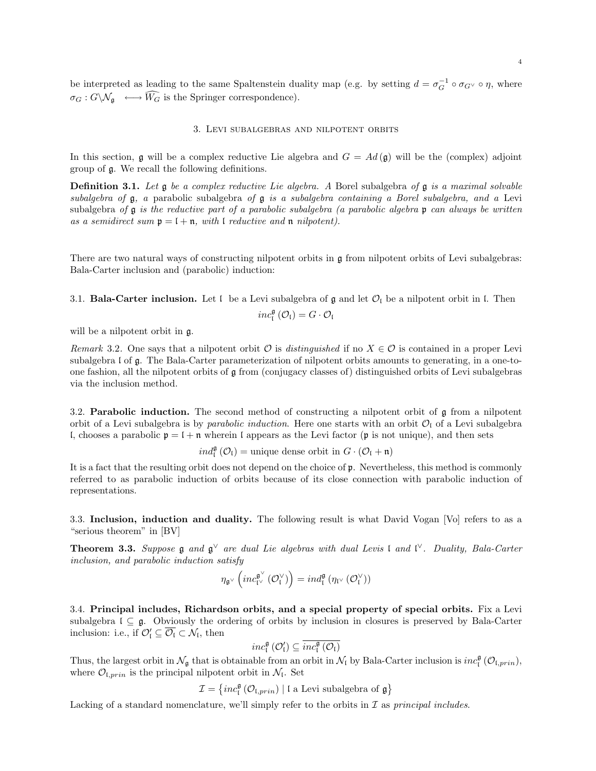be interpreted as leading to the same Spaltenstein duality map (e.g. by setting $d = \sigma_G^{-1} \circ \sigma_{G^\vee} \circ \eta$, where $\sigma_G : G\backslash\mathcal{N}_\mathfrak{g} \longleftrightarrow \widehat{W_G}$ is the Springer correspondence).

## 3. Levi subalgebras and nilpotent orbits

In this section, $\mathfrak{g}$ will be a complex reductive Lie algebra and $G = Ad(\mathfrak{g})$ will be the (complex) adjoint group of $\mathfrak{g}$. We recall the following definitions.

**Definition 3.1.** *Let $\mathfrak{g}$ be a complex reductive Lie algebra. A* Borel subalgebra *of $\mathfrak{g}$ is a maximal solvable subalgebra of $\mathfrak{g}$, a* parabolic subalgebra *of $\mathfrak{g}$ is a subalgebra containing a Borel subalgebra, and a* Levi subalgebra *of $\mathfrak{g}$ is the reductive part of a parabolic subalgebra (a parabolic algebra $\mathfrak{p}$ can always be written as a semidirect sum $\mathfrak{p} = \mathfrak{l} + \mathfrak{n}$, with $\mathfrak{l}$ reductive and $\mathfrak{n}$ nilpotent).*

There are two natural ways of constructing nilpotent orbits in $\mathfrak{g}$ from nilpotent orbits of Levi subalgebras: Bala-Carter inclusion and (parabolic) induction:

3.1. **Bala-Carter inclusion.** Let $\mathfrak{l}$ be a Levi subalgebra of $\mathfrak{g}$ and let $\mathcal{O}_\mathfrak{l}$ be a nilpotent orbit in $\mathfrak{l}$. Then

$$inc_\mathfrak{l}^\mathfrak{g}(\mathcal{O}_\mathfrak{l}) = G \cdot \mathcal{O}_\mathfrak{l}$$

will be a nilpotent orbit in $\mathfrak{g}$.

*Remark* 3.2. One says that a nilpotent orbit $\mathcal{O}$ is *distinguished* if no $X \in \mathcal{O}$ is contained in a proper Levi subalgebra $\mathfrak{l}$ of $\mathfrak{g}$. The Bala-Carter parameterization of nilpotent orbits amounts to generating, in a one-to-one fashion, all the nilpotent orbits of $\mathfrak{g}$ from (conjugacy classes of) distinguished orbits of Levi subalgebras via the inclusion method.

3.2. **Parabolic induction.** The second method of constructing a nilpotent orbit of $\mathfrak{g}$ from a nilpotent orbit of a Levi subalgebra is by *parabolic induction*. Here one starts with an orbit $\mathcal{O}_\mathfrak{l}$ of a Levi subalgebra $\mathfrak{l}$, chooses a parabolic $\mathfrak{p} = \mathfrak{l} + \mathfrak{n}$ wherein $\mathfrak{l}$ appears as the Levi factor ($\mathfrak{p}$ is not unique), and then sets

$$ind_\mathfrak{l}^\mathfrak{g}(\mathcal{O}_\mathfrak{l}) = \text{unique dense orbit in } G \cdot (\mathcal{O}_\mathfrak{l} + \mathfrak{n})$$

It is a fact that the resulting orbit does not depend on the choice of $\mathfrak{p}$. Nevertheless, this method is commonly referred to as parabolic induction of orbits because of its close connection with parabolic induction of representations.

3.3. **Inclusion, induction and duality.** The following result is what David Vogan [Vo] refers to as a "serious theorem" in [BV]

**Theorem 3.3.** *Suppose $\mathfrak{g}$ and $\mathfrak{g}^\vee$ are dual Lie algebras with dual Levis $\mathfrak{l}$ and $\mathfrak{l}^\vee$. Duality, Bala-Carter inclusion, and parabolic induction satisfy*

$$\eta_{\mathfrak{g}^\vee}\left(inc_{\mathfrak{l}^\vee}^{\mathfrak{g}^\vee}(\mathcal{O}_\mathfrak{l}^\vee)\right) = ind_\mathfrak{l}^\mathfrak{g}(\eta_{\mathfrak{l}^\vee}(\mathcal{O}_\mathfrak{l}^\vee))$$

3.4. **Principal includes, Richardson orbits, and a special property of special orbits.** Fix a Levi subalgebra $\mathfrak{l} \subseteq \mathfrak{g}$. Obviously the ordering of orbits by inclusion in closures is preserved by Bala-Carter inclusion: i.e., if $\mathcal{O}'_\mathfrak{l} \subseteq \overline{\mathcal{O}_\mathfrak{l}} \subset \mathcal{N}_\mathfrak{l}$, then

$$inc_\mathfrak{l}^\mathfrak{g}(\mathcal{O}'_\mathfrak{l}) \subseteq \overline{inc_\mathfrak{l}^\mathfrak{g}(\mathcal{O}_\mathfrak{l})}$$

Thus, the largest orbit in $\mathcal{N}_\mathfrak{g}$ that is obtainable from an orbit in $\mathcal{N}_\mathfrak{l}$ by Bala-Carter inclusion is $inc_\mathfrak{l}^\mathfrak{g}(\mathcal{O}_{\mathfrak{l},prin})$, where $\mathcal{O}_{\mathfrak{l},prin}$ is the principal nilpotent orbit in $\mathcal{N}_\mathfrak{l}$. Set

$$\mathcal{I} = \left\{ inc_\mathfrak{l}^\mathfrak{g}(\mathcal{O}_{\mathfrak{l},prin}) \mid \mathfrak{l} \text{ a Levi subalgebra of } \mathfrak{g} \right\}$$

Lacking of a standard nomenclature, we'll simply refer to the orbits in $\mathcal{I}$ as *principal includes*.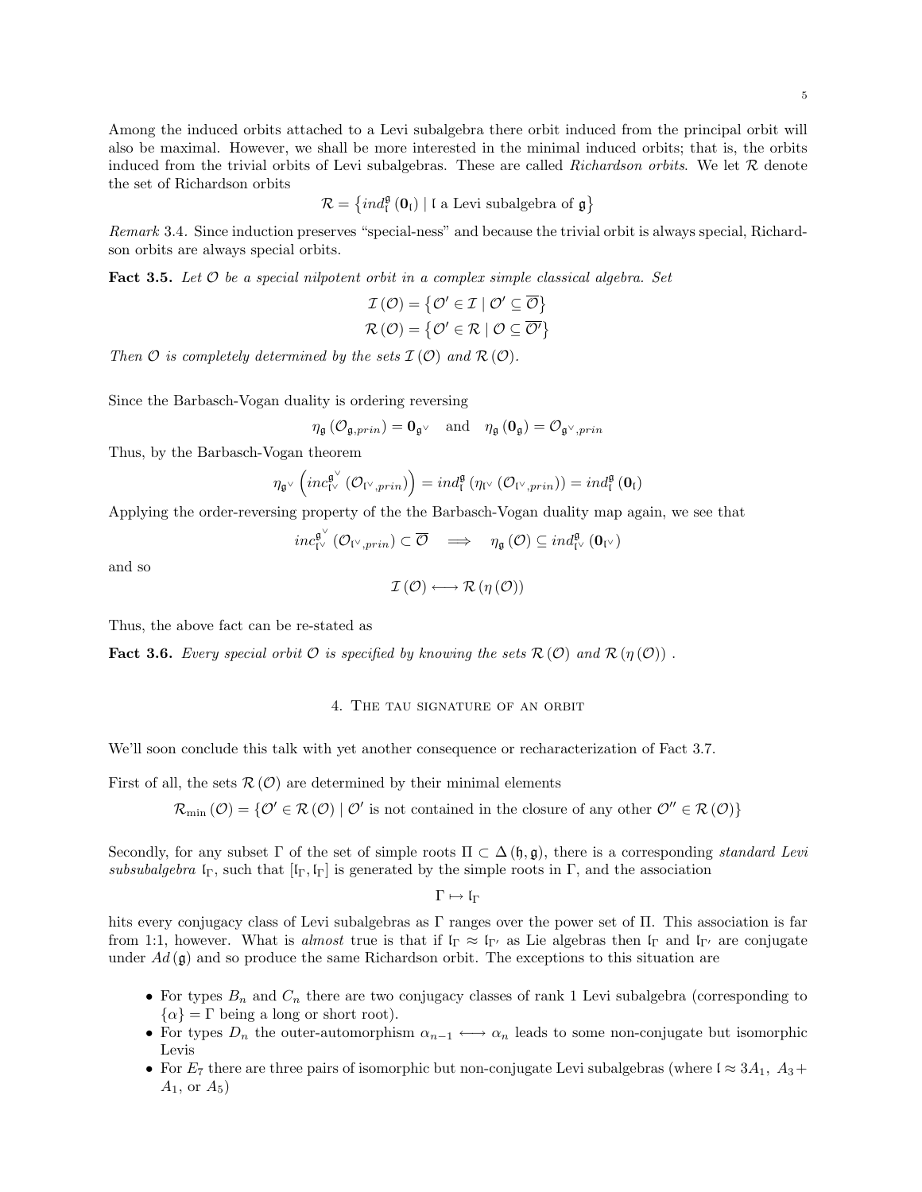Among the induced orbits attached to a Levi subalgebra there orbit induced from the principal orbit will also be maximal. However, we shall be more interested in the minimal induced orbits; that is, the orbits induced from the trivial orbits of Levi subalgebras. These are called *Richardson orbits*. We let $\mathcal{R}$ denote the set of Richardson orbits

$$\mathcal{R} = \left\{ ind_{\mathfrak{l}}^{\mathfrak{g}} \left( \mathbf{0}_{\mathfrak{l}} \right) \mid \mathfrak{l} \text{ a Levi subalgebra of } \mathfrak{g} \right\}$$

*Remark* 3.4. Since induction preserves "special-ness" and because the trivial orbit is always special, Richardson orbits are always special orbits.

**Fact 3.5.** *Let $\mathcal{O}$ be a special nilpotent orbit in a complex simple classical algebra. Set*

$$\mathcal{I}(\mathcal{O}) = \left\{ \mathcal{O}' \in \mathcal{I} \mid \mathcal{O}' \subseteq \overline{\mathcal{O}} \right\}$$
$$\mathcal{R}(\mathcal{O}) = \left\{ \mathcal{O}' \in \mathcal{R} \mid \mathcal{O} \subseteq \overline{\mathcal{O}'} \right\}$$

*Then $\mathcal{O}$ is completely determined by the sets $\mathcal{I}(\mathcal{O})$ and $\mathcal{R}(\mathcal{O})$.*

Since the Barbasch-Vogan duality is ordering reversing

$$\eta_{\mathfrak{g}} \left( \mathcal{O}_{\mathfrak{g},prin} \right) = \mathbf{0}_{\mathfrak{g}^\vee} \quad \text{and} \quad \eta_{\mathfrak{g}} \left( \mathbf{0}_{\mathfrak{g}} \right) = \mathcal{O}_{\mathfrak{g}^\vee,prin}$$

Thus, by the Barbasch-Vogan theorem

$$\eta_{\mathfrak{g}^\vee} \left( inc_{\mathfrak{l}^\vee}^{\mathfrak{g}^\vee} \left( \mathcal{O}_{\mathfrak{l}^\vee,prin} \right) \right) = ind_{\mathfrak{l}}^{\mathfrak{g}} \left( \eta_{\mathfrak{l}^\vee} \left( \mathcal{O}_{\mathfrak{l}^\vee,prin} \right) \right) = ind_{\mathfrak{l}}^{\mathfrak{g}} \left( \mathbf{0}_{\mathfrak{l}} \right)$$

Applying the order-reversing property of the the Barbasch-Vogan duality map again, we see that

$$inc_{\mathfrak{l}^\vee}^{\mathfrak{g}^\vee} \left( \mathcal{O}_{\mathfrak{l}^\vee,prin} \right) \subset \overline{\mathcal{O}} \quad \Longrightarrow \quad \eta_{\mathfrak{g}} \left( \mathcal{O} \right) \subseteq ind_{\mathfrak{l}^\vee}^{\mathfrak{g}} \left( \mathbf{0}_{\mathfrak{l}^\vee} \right)$$

and so

$$\mathcal{I}(\mathcal{O}) \longleftrightarrow \mathcal{R}(\eta(\mathcal{O}))$$

Thus, the above fact can be re-stated as

**Fact 3.6.** *Every special orbit $\mathcal{O}$ is specified by knowing the sets $\mathcal{R}(\mathcal{O})$ and $\mathcal{R}(\eta(\mathcal{O}))$ .*

## 4. The tau signature of an orbit

We'll soon conclude this talk with yet another consequence or recharacterization of Fact 3.7.

First of all, the sets $\mathcal{R}(\mathcal{O})$ are determined by their minimal elements

$$\mathcal{R}_{\min}(\mathcal{O}) = \left\{ \mathcal{O}' \in \mathcal{R}(\mathcal{O}) \mid \mathcal{O}' \text{ is not contained in the closure of any other } \mathcal{O}'' \in \mathcal{R}(\mathcal{O}) \right\}$$

Secondly, for any subset $\Gamma$ of the set of simple roots $\Pi \subset \Delta(\mathfrak{h}, \mathfrak{g})$, there is a corresponding *standard Levi subsubalgebra* $\mathfrak{l}_\Gamma$, such that $[\mathfrak{l}_\Gamma, \mathfrak{l}_\Gamma]$ is generated by the simple roots in $\Gamma$, and the association

$$\Gamma \mapsto \mathfrak{l}_\Gamma$$

hits every conjugacy class of Levi subalgebras as $\Gamma$ ranges over the power set of $\Pi$. This association is far from 1:1, however. What is *almost* true is that if $\mathfrak{l}_\Gamma \approx \mathfrak{l}_{\Gamma'}$ as Lie algebras then $\mathfrak{l}_\Gamma$ and $\mathfrak{l}_{\Gamma'}$ are conjugate under $Ad(\mathfrak{g})$ and so produce the same Richardson orbit. The exceptions to this situation are

- For types $B_n$ and $C_n$ there are two conjugacy classes of rank 1 Levi subalgebra (corresponding to $\{\alpha\} = \Gamma$ being a long or short root).
- For types $D_n$ the outer-automorphism $\alpha_{n-1} \longleftrightarrow \alpha_n$ leads to some non-conjugate but isomorphic Levis
- For $E_7$ there are three pairs of isomorphic but non-conjugate Levi subalgebras (where $\mathfrak{l} \approx 3A_1$, $A_3 + A_1$, or $A_5$)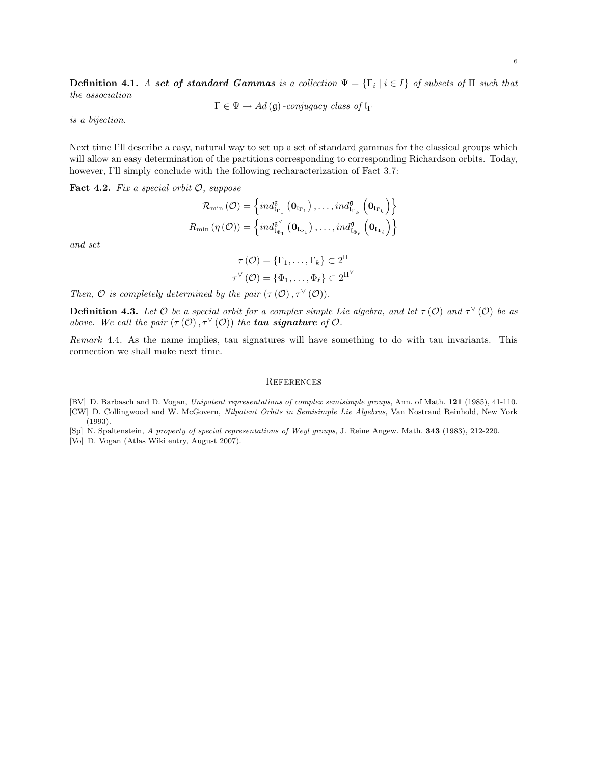**Definition 4.1.** *A **set of standard Gammas** is a collection $\Psi = \{\Gamma_i \mid i \in I\}$ of subsets of $\Pi$ such that the association*

$$\Gamma \in \Psi \to Ad\left(\mathfrak{g}\right)\text{-conjugacy class of } \mathfrak{l}_\Gamma$$

*is a bijection.*

Next time I'll describe a easy, natural way to set up a set of standard gammas for the classical groups which will allow an easy determination of the partitions corresponding to corresponding Richardson orbits. Today, however, I'll simply conclude with the following recharacterization of Fact 3.7:

**Fact 4.2.** *Fix a special orbit $\mathcal{O}$, suppose*

$$\mathcal{R}_{\min}\left(\mathcal{O}\right) = \left\{ ind_{\mathfrak{l}_{\Gamma_1}}^{\mathfrak{g}}\left(\mathbf{0}_{\mathfrak{l}_{\Gamma_1}}\right), \ldots, ind_{\mathfrak{l}_{\Gamma_k}}^{\mathfrak{g}}\left(\mathbf{0}_{\mathfrak{l}_{\Gamma_k}}\right) \right\}$$
$$R_{\min}\left(\eta\left(\mathcal{O}\right)\right) = \left\{ ind_{\mathfrak{l}_{\Phi_1}}^{\mathfrak{g}^\vee}\left(\mathbf{0}_{\mathfrak{l}_{\Phi_1}}\right), \ldots, ind_{\mathfrak{l}_{\Phi_\ell}}^{\mathfrak{g}}\left(\mathbf{0}_{\mathfrak{l}_{\Phi_\ell}}\right) \right\}$$

*and set*

$$\tau\left(\mathcal{O}\right) = \left\{\Gamma_1, \ldots, \Gamma_k\right\} \subset 2^{\Pi}$$
$$\tau^\vee\left(\mathcal{O}\right) = \left\{\Phi_1, \ldots, \Phi_\ell\right\} \subset 2^{\Pi^\vee}$$

*Then, $\mathcal{O}$ is completely determined by the pair $\left(\tau\left(\mathcal{O}\right), \tau^\vee\left(\mathcal{O}\right)\right)$.*

**Definition 4.3.** *Let $\mathcal{O}$ be a special orbit for a complex simple Lie algebra, and let $\tau\left(\mathcal{O}\right)$ and $\tau^\vee\left(\mathcal{O}\right)$ be as above. We call the pair $\left(\tau\left(\mathcal{O}\right), \tau^\vee\left(\mathcal{O}\right)\right)$ the **tau signature** of $\mathcal{O}$.*

*Remark* 4.4. As the name implies, tau signatures will have something to do with tau invariants. This connection we shall make next time.

## References

[BV] D. Barbasch and D. Vogan, *Unipotent representations of complex semisimple groups*, Ann. of Math. **121** (1985), 41-110.

[CW] D. Collingwood and W. McGovern, *Nilpotent Orbits in Semisimple Lie Algebras*, Van Nostrand Reinhold, New York (1993).

[Sp] N. Spaltenstein, *A property of special representations of Weyl groups*, J. Reine Angew. Math. **343** (1983), 212-220.

[Vo] D. Vogan (Atlas Wiki entry, August 2007).